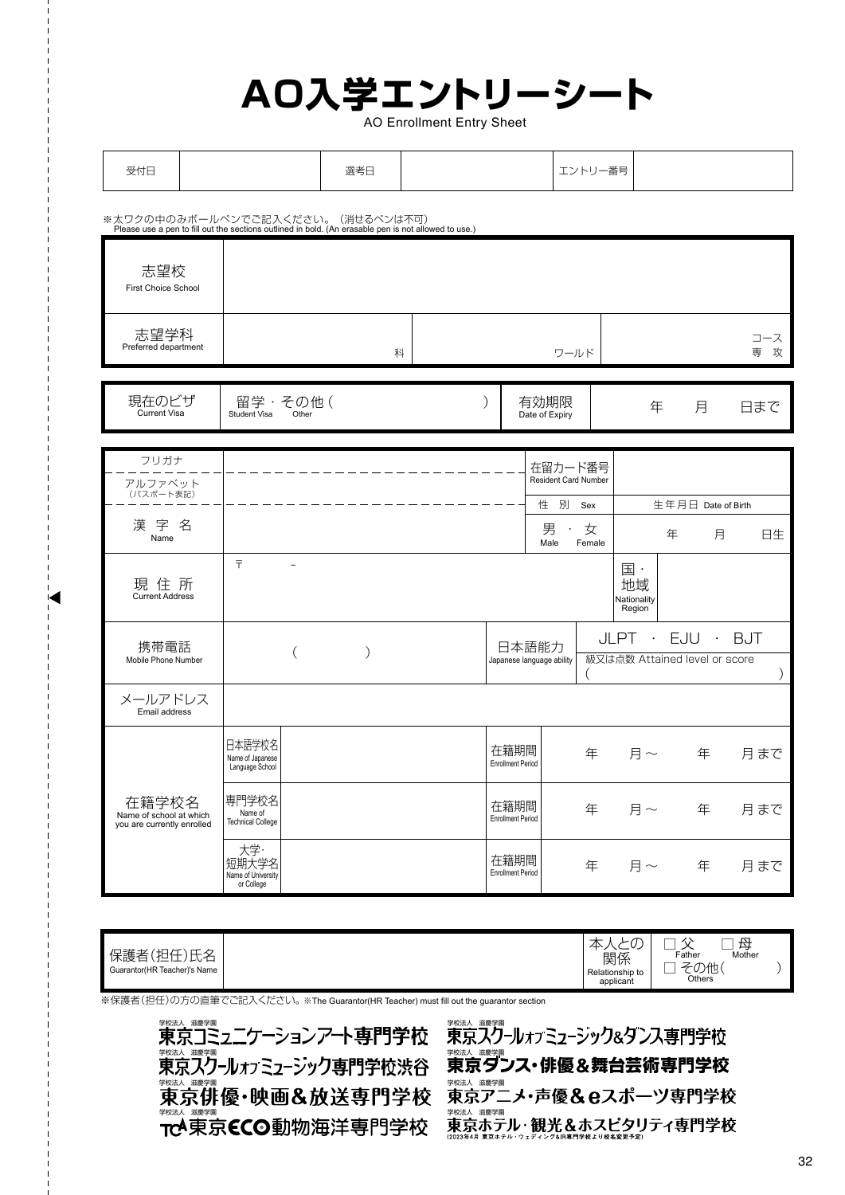# AO入学エントリーシート

AO Enrollment Entry Sheet

| 受付日 | | 選考日 | | エントリー番号 | |
|---|---|---|---|---|---|

※太ワクの中のみボールペンでご記入ください。（消せるペンは不可）
Please use a pen to fill out the sections outlined in bold. (An erasable pen is not allowed to use.)

| 志望校 First Choice School | | | |
|---|---|---|---|
| 志望学科 Preferred department | 科 | ワールド | コース 専攻 |

| 現在のビザ Current Visa | 留学 Student Visa ・ その他 Other （　　） | 有効期限 Date of Expiry | 年　月　日まで |
|---|---|---|---|

| フリガナ | | 在留カード番号 Resident Card Number | | |
|---|---|---|---|---|
| アルファベット（パスポート表記） | | 性別 Sex | 生年月日 Date of Birth | |
| 漢字名 Name | | 男 Male ・ 女 Female | 年　月　日生 | |
| 現住所 Current Address | 〒　－ | | 国・地域 Nationality Region | |
| 携帯電話 Mobile Phone Number | （　　） | 日本語能力 Japanese language ability | JLPT ・ EJU ・ BJT 級又は点数 Attained level or score （　　） | |
| メールアドレス Email address | | | | |

| 在籍学校名 Name of school at which you are currently enrolled | | | | |
|---|---|---|---|---|
| | 日本語学校名 Name of Japanese Language School | | 在籍期間 Enrollment Period | 年　月～　年　月まで |
| | 専門学校名 Name of Technical College | | 在籍期間 Enrollment Period | 年　月～　年　月まで |
| | 大学・短期大学名 Name of University or College | | 在籍期間 Enrollment Period | 年　月～　年　月まで |

| 保護者（担任）氏名 Guarantor(HR Teacher)'s Name | | 本人との関係 Relationship to applicant | □ 父 Father　□ 母 Mother　□ その他 Others（　　） |
|---|---|---|---|

※保護者（担任）の方の直筆でご記入ください。※The Guarantor(HR Teacher) must fill out the guarantor section

学校法人 滋慶学園 東京コミュニケーションアート専門学校
学校法人 滋慶学園 東京スクールオブミュージック&ダンス専門学校
学校法人 滋慶学園 東京スクールオブミュージック専門学校渋谷
学校法人 滋慶学園 東京ダンス・俳優&舞台芸術専門学校
学校法人 滋慶学園 東京俳優・映画&放送専門学校
学校法人 滋慶学園 東京アニメ・声優&eスポーツ専門学校
学校法人 滋慶学園 TCA東京ECO動物海洋専門学校
学校法人 滋慶学園 東京ホテル・観光&ホスピタリティ専門学校（2023年4月 東京ホテル・ウェディング&IR専門学校より校名変更予定）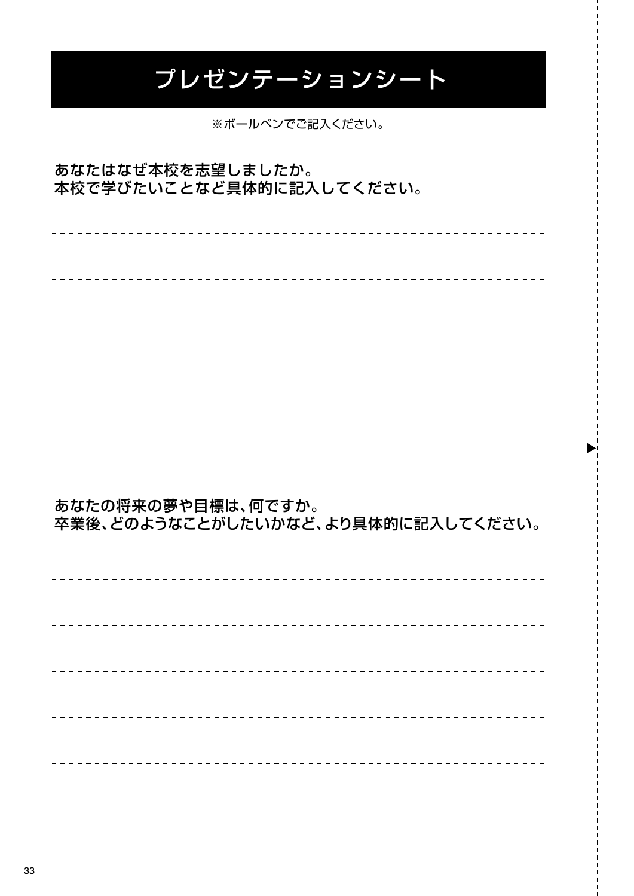# プレゼンテーションシート

※ボールペンでご記入ください。

あなたはなぜ本校を志望しましたか。
本校で学びたいことなど具体的に記入してください。

あなたの将来の夢や目標は、何ですか。
卒業後、どのようなことがしたいかなど、より具体的に記入してください。